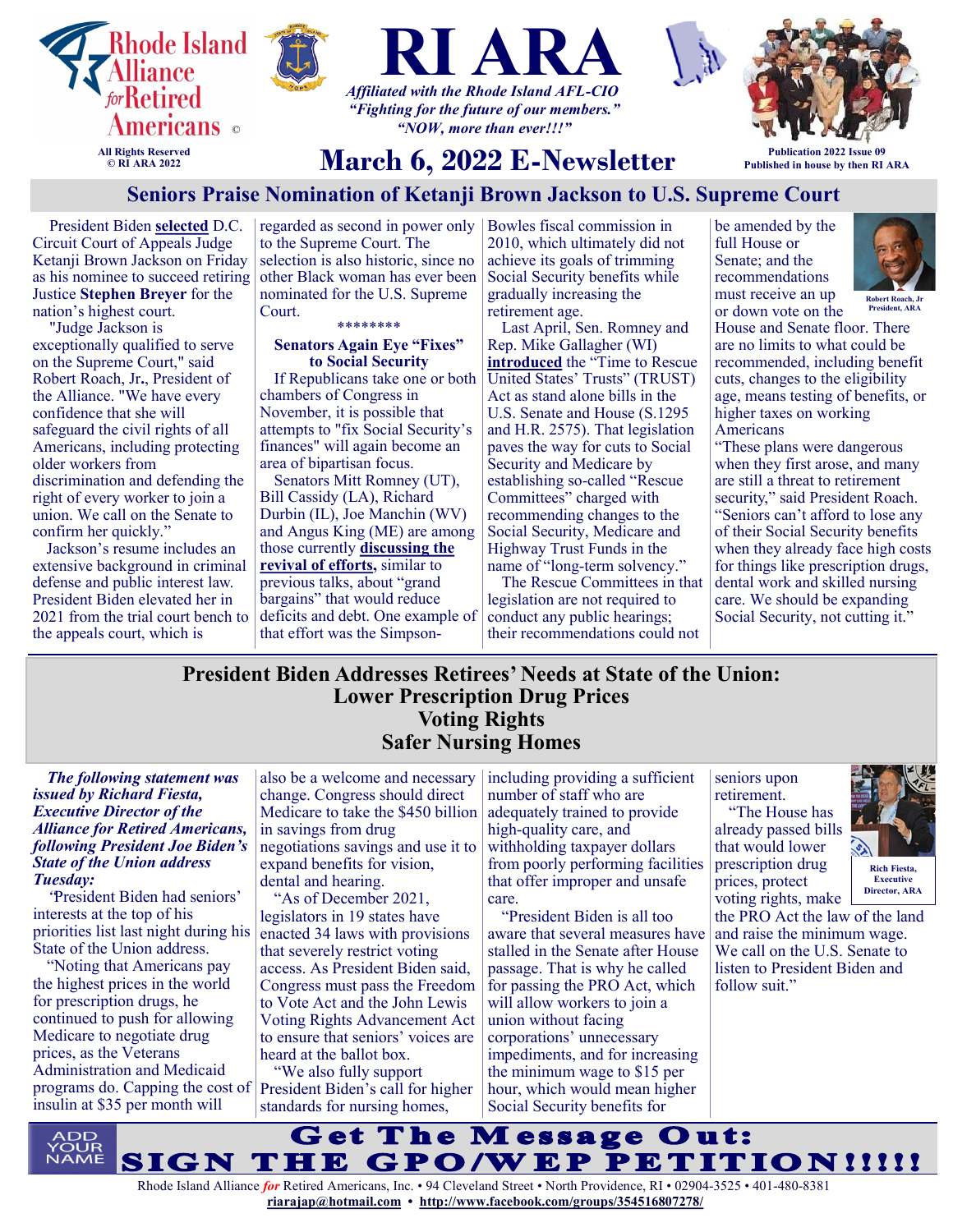Rhode Island Alliance *for* Retired Americans ©

All Rights Reserved
© RI ARA 2022

# RI ARA

***Affiliated with the Rhode Island AFL-CIO***
***"Fighting for the future of our members."***
***"NOW, more than ever!!!"***

## March 6, 2022 E-Newsletter

Publication 2022 Issue 09
Published in house by then RI ARA

## Seniors Praise Nomination of Ketanji Brown Jackson to U.S. Supreme Court

President Biden **selected** D.C. Circuit Court of Appeals Judge Ketanji Brown Jackson on Friday as his nominee to succeed retiring Justice **Stephen Breyer** for the nation's highest court.

"Judge Jackson is exceptionally qualified to serve on the Supreme Court," said Robert Roach, Jr**.**, President of the Alliance. "We have every confidence that she will safeguard the civil rights of all Americans, including protecting older workers from discrimination and defending the right of every worker to join a union. We call on the Senate to confirm her quickly."

Jackson's resume includes an extensive background in criminal defense and public interest law. President Biden elevated her in 2021 from the trial court bench to the appeals court, which is regarded as second in power only to the Supreme Court. The selection is also historic, since no other Black woman has ever been nominated for the U.S. Supreme Court.

********

### Senators Again Eye "Fixes" to Social Security

If Republicans take one or both chambers of Congress in November, it is possible that attempts to "fix Social Security's finances" will again become an area of bipartisan focus.

Senators Mitt Romney (UT), Bill Cassidy (LA), Richard Durbin (IL), Joe Manchin (WV) and Angus King (ME) are among those currently **discussing the revival of efforts,** similar to previous talks, about "grand bargains" that would reduce deficits and debt. One example of that effort was the Simpson-Bowles fiscal commission in 2010, which ultimately did not achieve its goals of trimming Social Security benefits while gradually increasing the retirement age.

Last April, Sen. Romney and Rep. Mike Gallagher (WI) **introduced** the "Time to Rescue United States' Trusts" (TRUST) Act as stand alone bills in the U.S. Senate and House (S.1295 and H.R. 2575). That legislation paves the way for cuts to Social Security and Medicare by establishing so-called "Rescue Committees" charged with recommending changes to the Social Security, Medicare and Highway Trust Funds in the name of "long-term solvency."

The Rescue Committees in that legislation are not required to conduct any public hearings; their recommendations could not be amended by the full House or Senate; and the recommendations must receive an up or down vote on the House and Senate floor. There are no limits to what could be recommended, including benefit cuts, changes to the eligibility age, means testing of benefits, or higher taxes on working Americans

Robert Roach, Jr
President, ARA

"These plans were dangerous when they first arose, and many are still a threat to retirement security," said President Roach. "Seniors can't afford to lose any of their Social Security benefits when they already face high costs for things like prescription drugs, dental work and skilled nursing care. We should be expanding Social Security, not cutting it."

## President Biden Addresses Retirees' Needs at State of the Union: Lower Prescription Drug Prices Voting Rights Safer Nursing Homes

***The following statement was issued by Richard Fiesta, Executive Director of the Alliance for Retired Americans, following President Joe Biden's State of the Union address Tuesday:***

"President Biden had seniors' interests at the top of his priorities list last night during his State of the Union address.

"Noting that Americans pay the highest prices in the world for prescription drugs, he continued to push for allowing Medicare to negotiate drug prices, as the Veterans Administration and Medicaid programs do. Capping the cost of insulin at $35 per month will also be a welcome and necessary change. Congress should direct Medicare to take the $450 billion in savings from drug negotiations savings and use it to expand benefits for vision, dental and hearing.

"As of December 2021, legislators in 19 states have enacted 34 laws with provisions that severely restrict voting access. As President Biden said, Congress must pass the Freedom to Vote Act and the John Lewis Voting Rights Advancement Act to ensure that seniors' voices are heard at the ballot box.

"We also fully support President Biden's call for higher standards for nursing homes, including providing a sufficient number of staff who are adequately trained to provide high-quality care, and withholding taxpayer dollars from poorly performing facilities that offer improper and unsafe care.

"President Biden is all too aware that several measures have stalled in the Senate after House passage. That is why he called for passing the PRO Act, which will allow workers to join a union without facing corporations' unnecessary impediments, and for increasing the minimum wage to $15 per hour, which would mean higher Social Security benefits for seniors upon retirement.

"The House has already passed bills that would lower prescription drug prices, protect voting rights, make the PRO Act the law of the land and raise the minimum wage. We call on the U.S. Senate to listen to President Biden and follow suit."

Rich Fiesta, Executive Director, ARA

ADD YOUR NAME

## Get The Message Out: SIGN THE GPO/WEP PETITION!!!!!

Rhode Island Alliance *for* Retired Americans, Inc. • 94 Cleveland Street • North Providence, RI • 02904-3525 • 401-480-8381
**riarajap@hotmail.com** • **http://www.facebook.com/groups/354516807278/**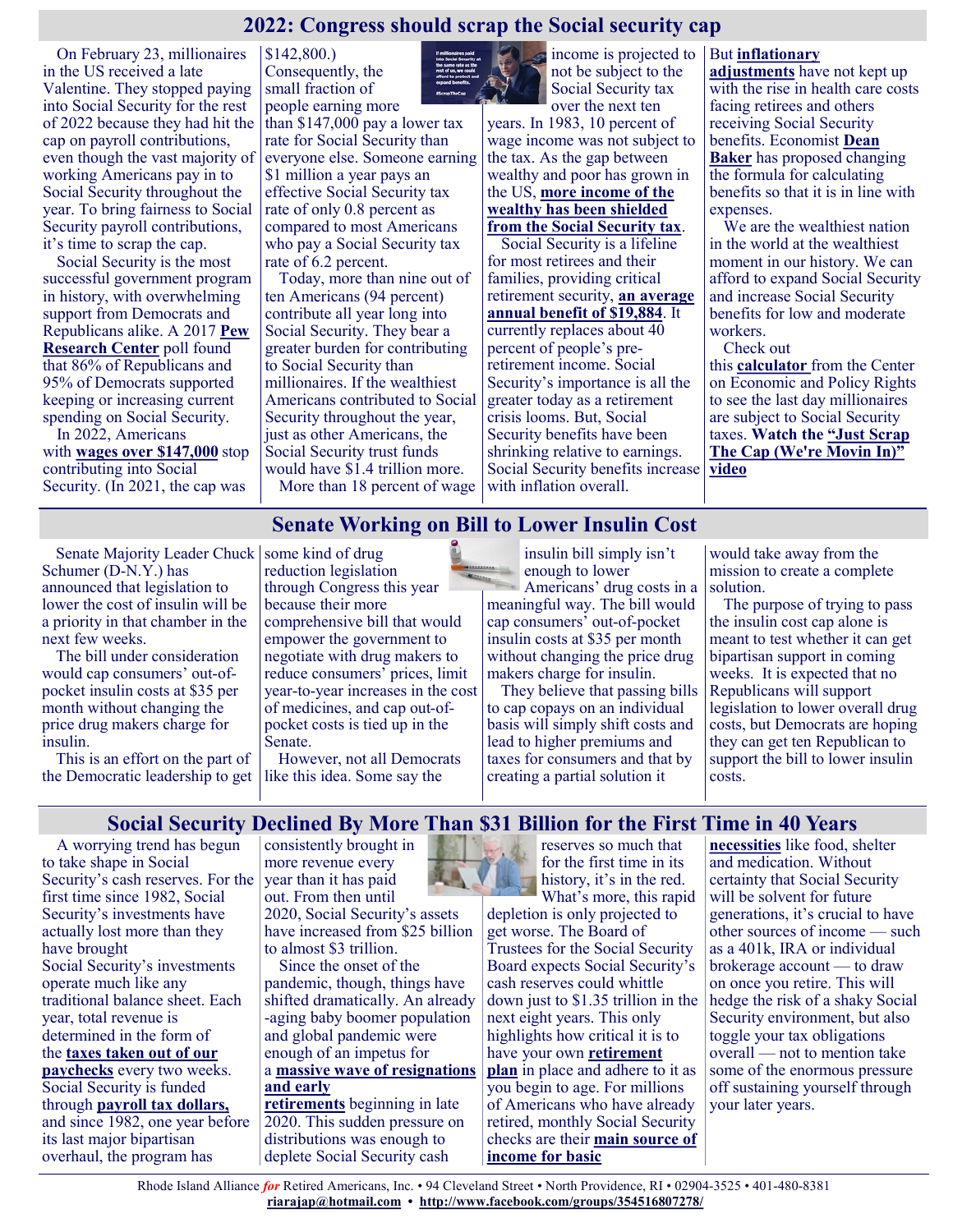## 2022: Congress should scrap the Social security cap

On February 23, millionaires in the US received a late Valentine. They stopped paying into Social Security for the rest of 2022 because they had hit the cap on payroll contributions, even though the vast majority of working Americans pay in to Social Security throughout the year. To bring fairness to Social Security payroll contributions, it's time to scrap the cap.

Social Security is the most successful government program in history, with overwhelming support from Democrats and Republicans alike. A 2017 **Pew Research Center** poll found that 86% of Republicans and 95% of Democrats supported keeping or increasing current spending on Social Security.

In 2022, Americans with **wages over $147,000** stop contributing into Social Security. (In 2021, the cap was $142,800.) Consequently, the small fraction of people earning more than $147,000 pay a lower tax rate for Social Security than everyone else. Someone earning $1 million a year pays an effective Social Security tax rate of only 0.8 percent as compared to most Americans who pay a Social Security tax rate of 6.2 percent.

Today, more than nine out of ten Americans (94 percent) contribute all year long into Social Security. They bear a greater burden for contributing to Social Security than millionaires. If the wealthiest Americans contributed to Social Security throughout the year, just as other Americans, the Social Security trust funds would have $1.4 trillion more.

More than 18 percent of wage income is projected to not be subject to the Social Security tax over the next ten years. In 1983, 10 percent of wage income was not subject to the tax. As the gap between wealthy and poor has grown in the US, **more income of the wealthy has been shielded from the Social Security tax**.

Social Security is a lifeline for most retirees and their families, providing critical retirement security, **an average annual benefit of $19,884**. It currently replaces about 40 percent of people's pre-retirement income. Social Security's importance is all the greater today as a retirement crisis looms. But, Social Security benefits have been shrinking relative to earnings. Social Security benefits increase with inflation overall. But **inflationary adjustments** have not kept up with the rise in health care costs facing retirees and others receiving Social Security benefits. Economist **Dean Baker** has proposed changing the formula for calculating benefits so that it is in line with expenses.

We are the wealthiest nation in the world at the wealthiest moment in our history. We can afford to expand Social Security and increase Social Security benefits for low and moderate workers.

Check out this **calculator** from the Center on Economic and Policy Rights to see the last day millionaires are subject to Social Security taxes. **Watch the "Just Scrap The Cap (We're Movin In)" video**

## Senate Working on Bill to Lower Insulin Cost

Senate Majority Leader Chuck Schumer (D-N.Y.) has announced that legislation to lower the cost of insulin will be a priority in that chamber in the next few weeks.

The bill under consideration would cap consumers' out-of-pocket insulin costs at $35 per month without changing the price drug makers charge for insulin.

This is an effort on the part of the Democratic leadership to get some kind of drug reduction legislation through Congress this year because their more comprehensive bill that would empower the government to negotiate with drug makers to reduce consumers' prices, limit year-to-year increases in the cost of medicines, and cap out-of-pocket costs is tied up in the Senate.

However, not all Democrats like this idea. Some say the insulin bill simply isn't enough to lower Americans' drug costs in a meaningful way. The bill would cap consumers' out-of-pocket insulin costs at $35 per month without changing the price drug makers charge for insulin.

They believe that passing bills to cap copays on an individual basis will simply shift costs and lead to higher premiums and taxes for consumers and that by creating a partial solution it would take away from the mission to create a complete solution.

The purpose of trying to pass the insulin cost cap alone is meant to test whether it can get bipartisan support in coming weeks. It is expected that no Republicans will support legislation to lower overall drug costs, but Democrats are hoping they can get ten Republican to support the bill to lower insulin costs.

## Social Security Declined By More Than $31 Billion for the First Time in 40 Years

A worrying trend has begun to take shape in Social Security's cash reserves. For the first time since 1982, Social Security's investments have actually lost more than they have brought

Social Security's investments operate much like any traditional balance sheet. Each year, total revenue is determined in the form of the **taxes taken out of our paychecks** every two weeks. Social Security is funded through **payroll tax dollars,** and since 1982, one year before its last major bipartisan overhaul, the program has consistently brought in more revenue every year than it has paid out. From then until 2020, Social Security's assets have increased from $25 billion to almost $3 trillion.

Since the onset of the pandemic, though, things have shifted dramatically. An already -aging baby boomer population and global pandemic were enough of an impetus for a **massive wave of resignations and early retirements** beginning in late 2020. This sudden pressure on distributions was enough to deplete Social Security cash reserves so much that for the first time in its history, it's in the red.

What's more, this rapid depletion is only projected to get worse. The Board of Trustees for the Social Security Board expects Social Security's cash reserves could whittle down just to $1.35 trillion in the next eight years. This only highlights how critical it is to have your own **retirement plan** in place and adhere to it as you begin to age. For millions of Americans who have already retired, monthly Social Security checks are their **main source of income for basic necessities** like food, shelter and medication. Without certainty that Social Security will be solvent for future generations, it's crucial to have other sources of income — such as a 401k, IRA or individual brokerage account — to draw on once you retire. This will hedge the risk of a shaky Social Security environment, but also toggle your tax obligations overall — not to mention take some of the enormous pressure off sustaining yourself through your later years.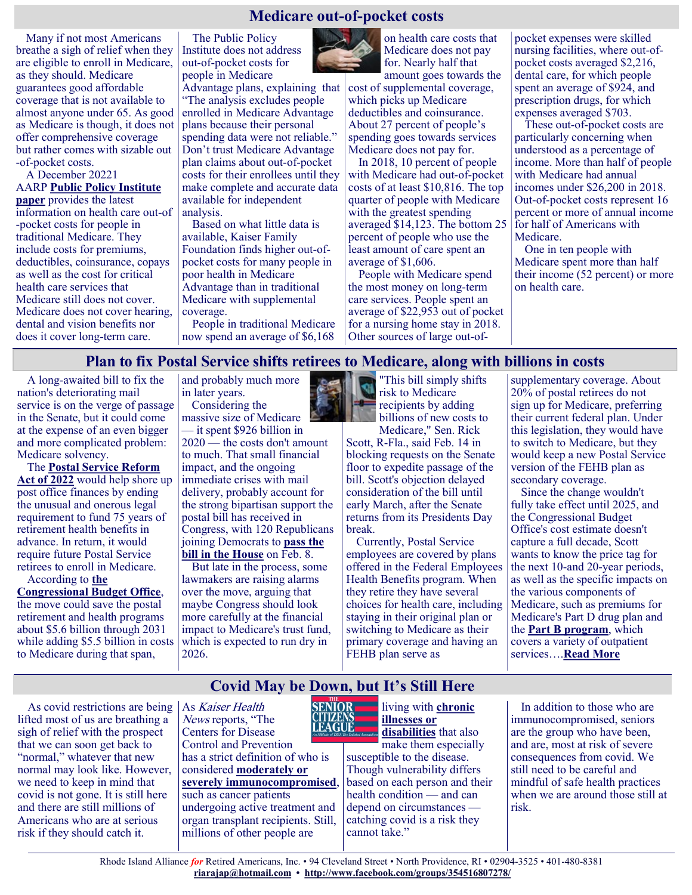## Medicare out-of-pocket costs

Many if not most Americans breathe a sigh of relief when they are eligible to enroll in Medicare, as they should. Medicare guarantees good affordable coverage that is not available to almost anyone under 65. As good as Medicare is though, it does not offer comprehensive coverage but rather comes with sizable out-of-pocket costs.

A December 20221 AARP **Public Policy Institute paper** provides the latest information on health care out-of-pocket costs for people in traditional Medicare. They include costs for premiums, deductibles, coinsurance, copays as well as the cost for critical health care services that Medicare still does not cover. Medicare does not cover hearing, dental and vision benefits nor does it cover long-term care.

The Public Policy Institute does not address out-of-pocket costs for people in Medicare Advantage plans, explaining that "The analysis excludes people enrolled in Medicare Advantage plans because their personal spending data were not reliable." Don't trust Medicare Advantage plan claims about out-of-pocket costs for their enrollees until they make complete and accurate data available for independent analysis.

Based on what little data is available, Kaiser Family Foundation finds higher out-of-pocket costs for many people in poor health in Medicare Advantage than in traditional Medicare with supplemental coverage.

People in traditional Medicare now spend an average of $6,168 on health care costs that Medicare does not pay for. Nearly half that amount goes towards the cost of supplemental coverage, which picks up Medicare deductibles and coinsurance. About 27 percent of people's spending goes towards services Medicare does not pay for.

In 2018, 10 percent of people with Medicare had out-of-pocket costs of at least $10,816. The top quarter of people with Medicare with the greatest spending averaged $14,123. The bottom 25 percent of people who use the least amount of care spent an average of $1,606.

People with Medicare spend the most money on long-term care services. People spent an average of $22,953 out of pocket for a nursing home stay in 2018. Other sources of large out-of-pocket expenses were skilled nursing facilities, where out-of-pocket costs averaged $2,216, dental care, for which people spent an average of $924, and prescription drugs, for which expenses averaged $703.

These out-of-pocket costs are particularly concerning when understood as a percentage of income. More than half of people with Medicare had annual incomes under $26,200 in 2018. Out-of-pocket costs represent 16 percent or more of annual income for half of Americans with Medicare.

One in ten people with Medicare spent more than half their income (52 percent) or more on health care.

## Plan to fix Postal Service shifts retirees to Medicare, along with billions in costs

A long-awaited bill to fix the nation's deteriorating mail service is on the verge of passage in the Senate, but it could come at the expense of an even bigger and more complicated problem: Medicare solvency.

The **Postal Service Reform Act of 2022** would help shore up post office finances by ending the unusual and onerous legal requirement to fund 75 years of retirement health benefits in advance. In return, it would require future Postal Service retirees to enroll in Medicare.

According to **the Congressional Budget Office**, the move could save the postal retirement and health programs about $5.6 billion through 2031 while adding $5.5 billion in costs to Medicare during that span, and probably much more in later years.

Considering the massive size of Medicare — it spent $926 billion in 2020 — the costs don't amount to much. That small financial impact, and the ongoing immediate crises with mail delivery, probably account for the strong bipartisan support the postal bill has received in Congress, with 120 Republicans joining Democrats to **pass the bill in the House** on Feb. 8.

But late in the process, some lawmakers are raising alarms over the move, arguing that maybe Congress should look more carefully at the financial impact to Medicare's trust fund, which is expected to run dry in 2026.

"This bill simply shifts risk to Medicare recipients by adding billions of new costs to Medicare," Sen. Rick Scott, R-Fla., said Feb. 14 in blocking requests on the Senate floor to expedite passage of the bill. Scott's objection delayed consideration of the bill until early March, after the Senate returns from its Presidents Day break.

Currently, Postal Service employees are covered by plans offered in the Federal Employees Health Benefits program. When they retire they have several choices for health care, including staying in their original plan or switching to Medicare as their primary coverage and having an FEHB plan serve as supplementary coverage. About 20% of postal retirees do not sign up for Medicare, preferring their current federal plan. Under this legislation, they would have to switch to Medicare, but they would keep a new Postal Service version of the FEHB plan as secondary coverage.

Since the change wouldn't fully take effect until 2025, and the Congressional Budget Office's cost estimate doesn't capture a full decade, Scott wants to know the price tag for the next 10-and 20-year periods, as well as the specific impacts on the various components of Medicare, such as premiums for Medicare's Part D drug plan and the **Part B program**, which covers a variety of outpatient services….**Read More**

## Covid May be Down, but It's Still Here

As covid restrictions are being lifted most of us are breathing a sigh of relief with the prospect that we can soon get back to "normal," whatever that new normal may look like. However, we need to keep in mind that covid is not gone. It is still here and there are still millions of Americans who are at serious risk if they should catch it.

As *Kaiser Health News* reports, "The Centers for Disease Control and Prevention has a strict definition of who is considered **moderately or severely immunocompromised**, such as cancer patients undergoing active treatment and organ transplant recipients. Still, millions of other people are living with **chronic illnesses or disabilities** that also make them especially susceptible to the disease. Though vulnerability differs based on each person and their health condition — and can depend on circumstances — catching covid is a risk they cannot take."

In addition to those who are immunocompromised, seniors are the group who have been, and are, most at risk of severe consequences from covid. We still need to be careful and mindful of safe health practices when we are around those still at risk.

Rhode Island Alliance *for* Retired Americans, Inc. • 94 Cleveland Street • North Providence, RI • 02904-3525 • 401-480-8381
**riarajap@hotmail.com** • **http://www.facebook.com/groups/354516807278/**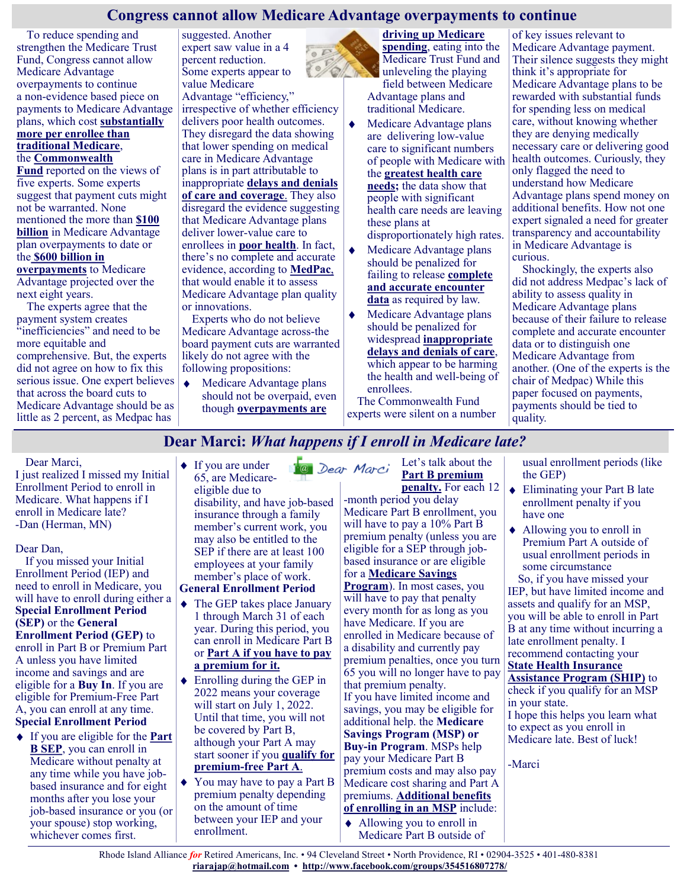## Congress cannot allow Medicare Advantage overpayments to continue

To reduce spending and strengthen the Medicare Trust Fund, Congress cannot allow Medicare Advantage overpayments to continue a non-evidence based piece on payments to Medicare Advantage plans, which cost **substantially more per enrollee than traditional Medicare**, the **Commonwealth Fund** reported on the views of five experts. Some experts suggest that payment cuts might not be warranted. None mentioned the more than **$100 billion** in Medicare Advantage plan overpayments to date or the **$600 billion in overpayments** to Medicare Advantage projected over the next eight years.

The experts agree that the payment system creates "inefficiencies" and need to be more equitable and comprehensive. But, the experts did not agree on how to fix this serious issue. One expert believes that across the board cuts to Medicare Advantage should be as little as 2 percent, as Medpac has suggested. Another expert saw value in a 4 percent reduction. Some experts appear to value Medicare Advantage "efficiency," irrespective of whether efficiency delivers poor health outcomes. They disregard the data showing that lower spending on medical care in Medicare Advantage plans is in part attributable to inappropriate **delays and denials of care and coverage**. They also disregard the evidence suggesting that Medicare Advantage plans deliver lower-value care to enrollees in **poor health**. In fact, there's no complete and accurate evidence, according to **MedPac**, that would enable it to assess Medicare Advantage plan quality or innovations.

Experts who do not believe Medicare Advantage across-the board payment cuts are warranted likely do not agree with the following propositions:

- Medicare Advantage plans should not be overpaid, even though **overpayments are driving up Medicare spending**, eating into the Medicare Trust Fund and unleveling the playing field between Medicare Advantage plans and traditional Medicare.
- Medicare Advantage plans are delivering low-value care to significant numbers of people with Medicare with the **greatest health care needs;** the data show that people with significant health care needs are leaving these plans at disproportionately high rates.
- Medicare Advantage plans should be penalized for failing to release **complete and accurate encounter data** as required by law.
- Medicare Advantage plans should be penalized for widespread **inappropriate delays and denials of care**, which appear to be harming the health and well-being of enrollees.

The Commonwealth Fund experts were silent on a number of key issues relevant to Medicare Advantage payment. Their silence suggests they might think it's appropriate for Medicare Advantage plans to be rewarded with substantial funds for spending less on medical care, without knowing whether they are denying medically necessary care or delivering good health outcomes. Curiously, they only flagged the need to understand how Medicare Advantage plans spend money on additional benefits. How not one expert signaled a need for greater transparency and accountability in Medicare Advantage is curious.

Shockingly, the experts also did not address Medpac's lack of ability to assess quality in Medicare Advantage plans because of their failure to release complete and accurate encounter data or to distinguish one Medicare Advantage from another. (One of the experts is the chair of Medpac) While this paper focused on payments, payments should be tied to quality.

## Dear Marci: *What happens if I enroll in Medicare late?*

Dear Marci,

I just realized I missed my Initial Enrollment Period to enroll in Medicare. What happens if I enroll in Medicare late?

-Dan (Herman, MN)

Dear Dan,

If you missed your Initial Enrollment Period (IEP) and need to enroll in Medicare, you will have to enroll during either a **Special Enrollment Period (SEP)** or the **General Enrollment Period (GEP)** to enroll in Part B or Premium Part A unless you have limited income and savings and are eligible for a **Buy In**. If you are eligible for Premium-Free Part A, you can enroll at any time.

**Special Enrollment Period**

- If you are eligible for the **Part B SEP**, you can enroll in Medicare without penalty at any time while you have job-based insurance and for eight months after you lose your job-based insurance or you (or your spouse) stop working, whichever comes first.
- If you are under 65, are Medicare-eligible due to disability, and have job-based insurance through a family member's current work, you may also be entitled to the SEP if there are at least 100 employees at your family member's place of work.

**General Enrollment Period**

- The GEP takes place January 1 through March 31 of each year. During this period, you can enroll in Medicare Part B or **Part A if you have to pay a premium for it.**
- Enrolling during the GEP in 2022 means your coverage will start on July 1, 2022. Until that time, you will not be covered by Part B, although your Part A may start sooner if you **qualify for premium-free Part A**.
- You may have to pay a Part B premium penalty depending on the amount of time between your IEP and your enrollment.

Let's talk about the **Part B premium penalty.** For each 12-month period you delay Medicare Part B enrollment, you will have to pay a 10% Part B premium penalty (unless you are eligible for a SEP through job-based insurance or are eligible for a **Medicare Savings Program**). In most cases, you will have to pay that penalty every month for as long as you have Medicare. If you are enrolled in Medicare because of a disability and currently pay premium penalties, once you turn 65 you will no longer have to pay that premium penalty.

If you have limited income and savings, you may be eligible for additional help. the **Medicare Savings Program (MSP) or Buy-in Program**. MSPs help pay your Medicare Part B premium costs and may also pay Medicare cost sharing and Part A premiums. **Additional benefits of enrolling in an MSP** include:

- Allowing you to enroll in Medicare Part B outside of usual enrollment periods (like the GEP)
- Eliminating your Part B late enrollment penalty if you have one
- Allowing you to enroll in Premium Part A outside of usual enrollment periods in some circumstance

So, if you have missed your IEP, but have limited income and assets and qualify for an MSP, you will be able to enroll in Part B at any time without incurring a late enrollment penalty. I recommend contacting your **State Health Insurance Assistance Program (SHIP)** to check if you qualify for an MSP in your state.

I hope this helps you learn what to expect as you enroll in Medicare late. Best of luck!

-Marci

Rhode Island Alliance *for* Retired Americans, Inc. • 94 Cleveland Street • North Providence, RI • 02904-3525 • 401-480-8381
**riarajap@hotmail.com** • **http://www.facebook.com/groups/354516807278/**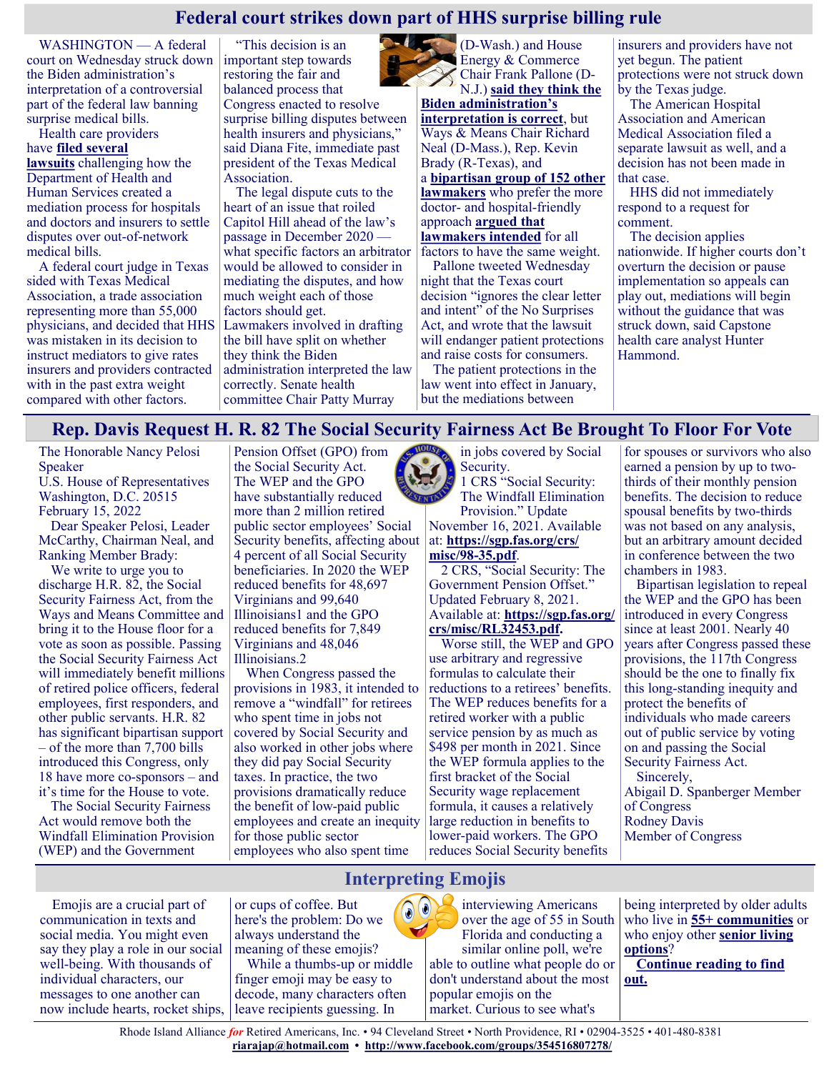## Federal court strikes down part of HHS surprise billing rule

WASHINGTON — A federal court on Wednesday struck down the Biden administration's interpretation of a controversial part of the federal law banning surprise medical bills.

Health care providers have **filed several lawsuits** challenging how the Department of Health and Human Services created a mediation process for hospitals and doctors and insurers to settle disputes over out-of-network medical bills.

A federal court judge in Texas sided with Texas Medical Association, a trade association representing more than 55,000 physicians, and decided that HHS was mistaken in its decision to instruct mediators to give rates insurers and providers contracted with in the past extra weight compared with other factors.

"This decision is an important step towards restoring the fair and balanced process that Congress enacted to resolve surprise billing disputes between health insurers and physicians," said Diana Fite, immediate past president of the Texas Medical Association.

The legal dispute cuts to the heart of an issue that roiled Capitol Hill ahead of the law's passage in December 2020 — what specific factors an arbitrator would be allowed to consider in mediating the disputes, and how much weight each of those factors should get. Lawmakers involved in drafting the bill have split on whether they think the Biden administration interpreted the law correctly. Senate health committee Chair Patty Murray (D-Wash.) and House Energy & Commerce Chair Frank Pallone (D-N.J.) **said they think the Biden administration's interpretation is correct**, but Ways & Means Chair Richard Neal (D-Mass.), Rep. Kevin Brady (R-Texas), and a **bipartisan group of 152 other lawmakers** who prefer the more doctor- and hospital-friendly approach **argued that lawmakers intended** for all factors to have the same weight.

Pallone tweeted Wednesday night that the Texas court decision "ignores the clear letter and intent" of the No Surprises Act, and wrote that the lawsuit will endanger patient protections and raise costs for consumers.

The patient protections in the law went into effect in January, but the mediations between insurers and providers have not yet begun. The patient protections were not struck down by the Texas judge.

The American Hospital Association and American Medical Association filed a separate lawsuit as well, and a decision has not been made in that case.

HHS did not immediately respond to a request for comment.

The decision applies nationwide. If higher courts don't overturn the decision or pause implementation so appeals can play out, mediations will begin without the guidance that was struck down, said Capstone health care analyst Hunter Hammond.

## Rep. Davis Request H. R. 82 The Social Security Fairness Act Be Brought To Floor For Vote

The Honorable Nancy Pelosi
Speaker
U.S. House of Representatives
Washington, D.C. 20515
February 15, 2022

Dear Speaker Pelosi, Leader McCarthy, Chairman Neal, and Ranking Member Brady:

We write to urge you to discharge H.R. 82, the Social Security Fairness Act, from the Ways and Means Committee and bring it to the House floor for a vote as soon as possible. Passing the Social Security Fairness Act will immediately benefit millions of retired police officers, federal employees, first responders, and other public servants. H.R. 82 has significant bipartisan support – of the more than 7,700 bills introduced this Congress, only 18 have more co-sponsors – and it's time for the House to vote.

The Social Security Fairness Act would remove both the Windfall Elimination Provision (WEP) and the Government Pension Offset (GPO) from the Social Security Act. The WEP and the GPO have substantially reduced more than 2 million retired public sector employees' Social Security benefits, affecting about 4 percent of all Social Security beneficiaries. In 2020 the WEP reduced benefits for 48,697 Virginians and 99,640 Illinoisians[1] and the GPO reduced benefits for 7,849 Virginians and 48,046 Illinoisians.[2]

When Congress passed the provisions in 1983, it intended to remove a "windfall" for retirees who spent time in jobs not covered by Social Security and also worked in other jobs where they did pay Social Security taxes. In practice, the two provisions dramatically reduce the benefit of low-paid public employees and create an inequity for those public sector employees who also spent time in jobs covered by Social Security.

1 CRS "Social Security: The Windfall Elimination Provision." Update November 16, 2021. Available at: **https://sgp.fas.org/crs/misc/98-35.pdf**.

2 CRS, "Social Security: The Government Pension Offset." Updated February 8, 2021. Available at: **https://sgp.fas.org/crs/misc/RL32453.pdf.**

Worse still, the WEP and GPO use arbitrary and regressive formulas to calculate their reductions to a retirees' benefits. The WEP reduces benefits for a retired worker with a public service pension by as much as $498 per month in 2021. Since the WEP formula applies to the first bracket of the Social Security wage replacement formula, it causes a relatively large reduction in benefits to lower-paid workers. The GPO reduces Social Security benefits for spouses or survivors who also earned a pension by up to two-thirds of their monthly pension benefits. The decision to reduce spousal benefits by two-thirds was not based on any analysis, but an arbitrary amount decided in conference between the two chambers in 1983.

Bipartisan legislation to repeal the WEP and the GPO has been introduced in every Congress since at least 2001. Nearly 40 years after Congress passed these provisions, the 117th Congress should be the one to finally fix this long-standing inequity and protect the benefits of individuals who made careers out of public service by voting on and passing the Social Security Fairness Act.

Sincerely,
Abigail D. Spanberger Member of Congress
Rodney Davis
Member of Congress

## Interpreting Emojis

Emojis are a crucial part of communication in texts and social media. You might even say they play a role in our social well-being. With thousands of individual characters, our messages to one another can now include hearts, rocket ships, or cups of coffee. But here's the problem: Do we always understand the meaning of these emojis?

While a thumbs-up or middle finger emoji may be easy to decode, many characters often leave recipients guessing. In interviewing Americans over the age of 55 in South Florida and conducting a similar online poll, we're able to outline what people do or don't understand about the most popular emojis on the market. Curious to see what's being interpreted by older adults who live in **55+ communities** or who enjoy other **senior living options**?

**Continue reading to find out.**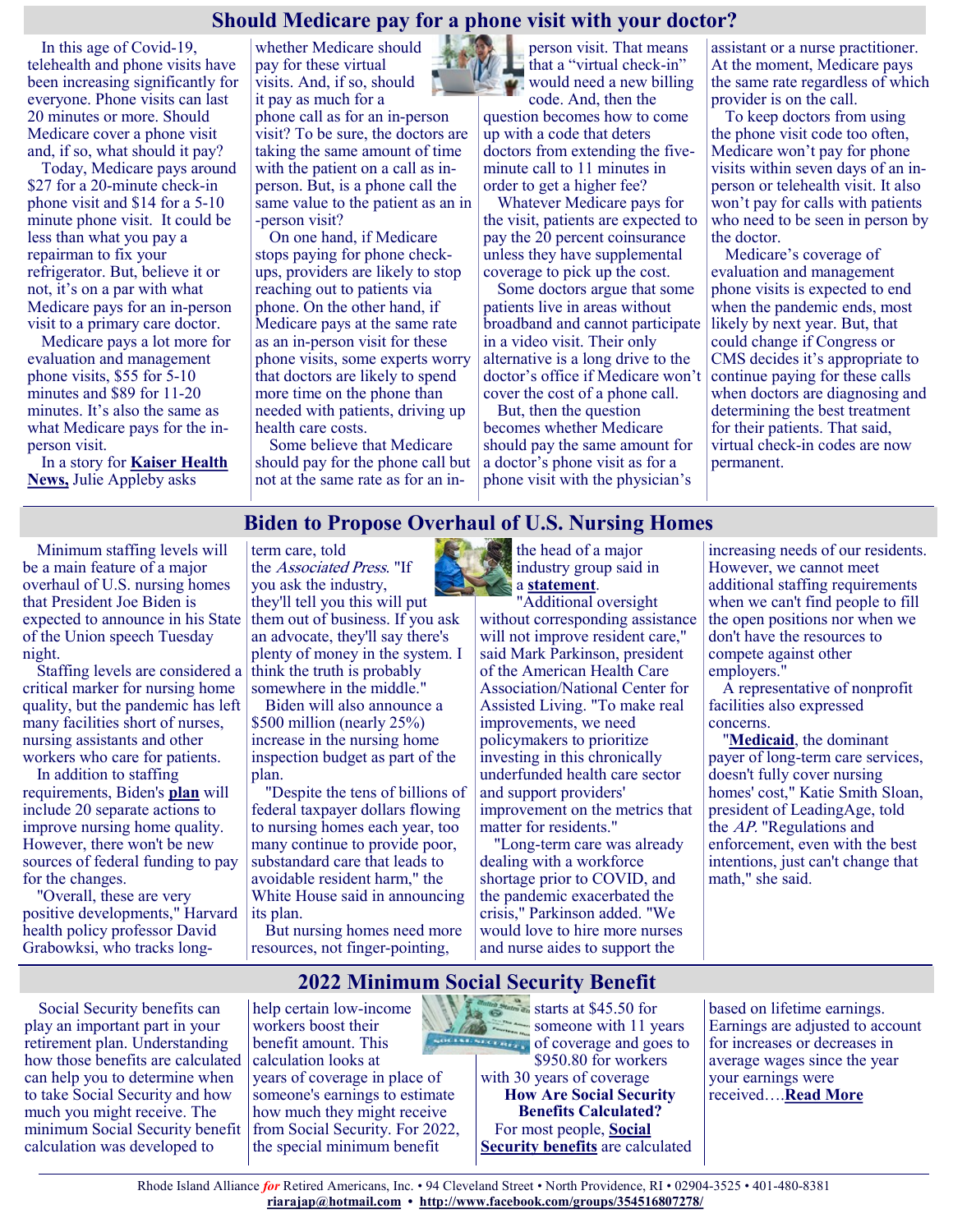## Should Medicare pay for a phone visit with your doctor?

In this age of Covid-19, telehealth and phone visits have been increasing significantly for everyone. Phone visits can last 20 minutes or more. Should Medicare cover a phone visit and, if so, what should it pay?

Today, Medicare pays around $27 for a 20-minute check-in phone visit and $14 for a 5-10 minute phone visit. It could be less than what you pay a repairman to fix your refrigerator. But, believe it or not, it's on a par with what Medicare pays for an in-person visit to a primary care doctor.

Medicare pays a lot more for evaluation and management phone visits, $55 for 5-10 minutes and $89 for 11-20 minutes. It's also the same as what Medicare pays for the in-person visit.

In a story for **Kaiser Health News,** Julie Appleby asks whether Medicare should pay for these virtual visits. And, if so, should it pay as much for a phone call as for an in-person visit? To be sure, the doctors are taking the same amount of time with the patient on a call as in-person. But, is a phone call the same value to the patient as an in-person visit?

On one hand, if Medicare stops paying for phone check-ups, providers are likely to stop reaching out to patients via phone. On the other hand, if Medicare pays at the same rate as an in-person visit for these phone visits, some experts worry that doctors are likely to spend more time on the phone than needed with patients, driving up health care costs.

Some believe that Medicare should pay for the phone call but not at the same rate as for an in-person visit. That means that a "virtual check-in" would need a new billing code. And, then the question becomes how to come up with a code that deters doctors from extending the five-minute call to 11 minutes in order to get a higher fee?

Whatever Medicare pays for the visit, patients are expected to pay the 20 percent coinsurance unless they have supplemental coverage to pick up the cost.

Some doctors argue that some patients live in areas without broadband and cannot participate in a video visit. Their only alternative is a long drive to the doctor's office if Medicare won't cover the cost of a phone call.

But, then the question becomes whether Medicare should pay the same amount for a doctor's phone visit as for a phone visit with the physician's assistant or a nurse practitioner. At the moment, Medicare pays the same rate regardless of which provider is on the call.

To keep doctors from using the phone visit code too often, Medicare won't pay for phone visits within seven days of an in-person or telehealth visit. It also won't pay for calls with patients who need to be seen in person by the doctor.

Medicare's coverage of evaluation and management phone visits is expected to end when the pandemic ends, most likely by next year. But, that could change if Congress or CMS decides it's appropriate to continue paying for these calls when doctors are diagnosing and determining the best treatment for their patients. That said, virtual check-in codes are now permanent.

## Biden to Propose Overhaul of U.S. Nursing Homes

Minimum staffing levels will be a main feature of a major overhaul of U.S. nursing homes that President Joe Biden is expected to announce in his State of the Union speech Tuesday night.

Staffing levels are considered a critical marker for nursing home quality, but the pandemic has left many facilities short of nurses, nursing assistants and other workers who care for patients.

In addition to staffing requirements, Biden's **plan** will include 20 separate actions to improve nursing home quality. However, there won't be new sources of federal funding to pay for the changes.

"Overall, these are very positive developments," Harvard health policy professor David Grabowksi, who tracks long-term care, told the *Associated Press*. "If you ask the industry, they'll tell you this will put them out of business. If you ask an advocate, they'll say there's plenty of money in the system. I think the truth is probably somewhere in the middle."

Biden will also announce a $500 million (nearly 25%) increase in the nursing home inspection budget as part of the plan.

"Despite the tens of billions of federal taxpayer dollars flowing to nursing homes each year, too many continue to provide poor, substandard care that leads to avoidable resident harm," the White House said in announcing its plan.

But nursing homes need more resources, not finger-pointing, the head of a major industry group said in a **statement**.

"Additional oversight without corresponding assistance will not improve resident care," said Mark Parkinson, president of the American Health Care Association/National Center for Assisted Living. "To make real improvements, we need policymakers to prioritize investing in this chronically underfunded health care sector and support providers' improvement on the metrics that matter for residents."

"Long-term care was already dealing with a workforce shortage prior to COVID, and the pandemic exacerbated the crisis," Parkinson added. "We would love to hire more nurses and nurse aides to support the increasing needs of our residents. However, we cannot meet additional staffing requirements when we can't find people to fill the open positions nor when we don't have the resources to compete against other employers."

A representative of nonprofit facilities also expressed concerns.

"**Medicaid**, the dominant payer of long-term care services, doesn't fully cover nursing homes' cost," Katie Smith Sloan, president of LeadingAge, told the *AP*. "Regulations and enforcement, even with the best intentions, just can't change that math," she said.

## 2022 Minimum Social Security Benefit

Social Security benefits can play an important part in your retirement plan. Understanding how those benefits are calculated can help you to determine when to take Social Security and how much you might receive. The minimum Social Security benefit calculation was developed to help certain low-income workers boost their benefit amount. This calculation looks at years of coverage in place of someone's earnings to estimate how much they might receive from Social Security. For 2022, the special minimum benefit starts at $45.50 for someone with 11 years of coverage and goes to $950.80 for workers with 30 years of coverage

**How Are Social Security Benefits Calculated?**

For most people, **Social Security benefits** are calculated based on lifetime earnings. Earnings are adjusted to account for increases or decreases in average wages since the year your earnings were received….**Read More**

Rhode Island Alliance *for* Retired Americans, Inc. • 94 Cleveland Street • North Providence, RI • 02904-3525 • 401-480-8381
**riarajap@hotmail.com** • **http://www.facebook.com/groups/354516807278/**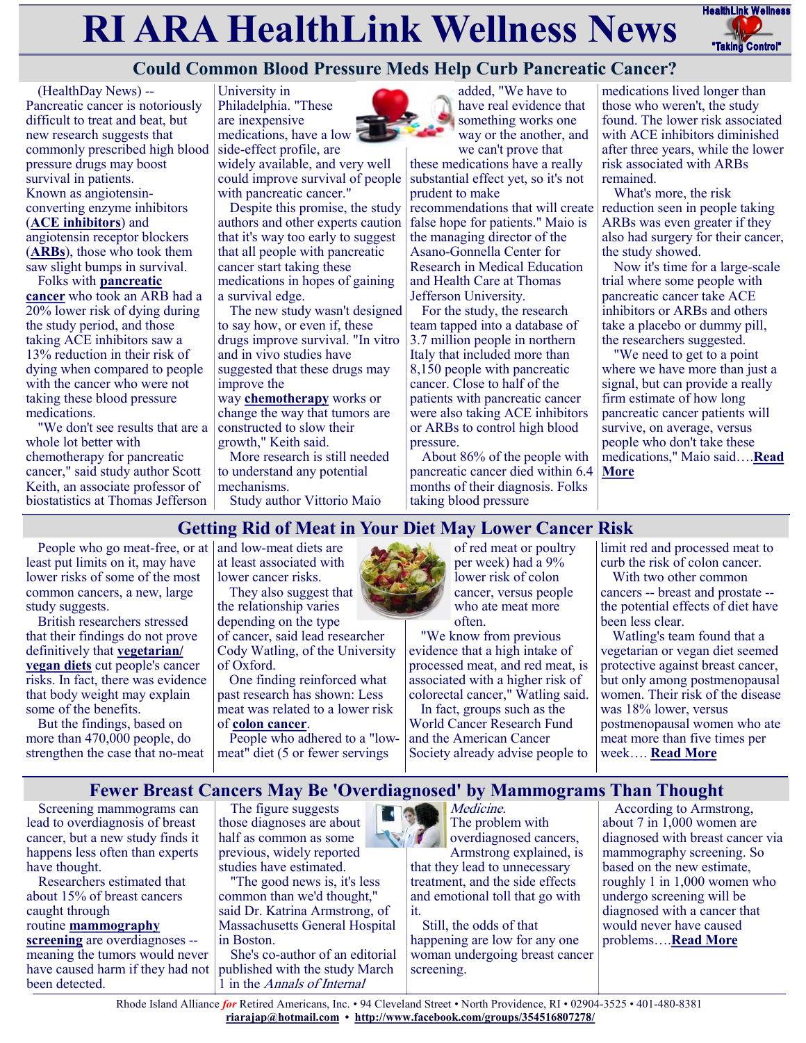# RI ARA HealthLink Wellness News

## Could Common Blood Pressure Meds Help Curb Pancreatic Cancer?

(HealthDay News) -- Pancreatic cancer is notoriously difficult to treat and beat, but new research suggests that commonly prescribed high blood pressure drugs may boost survival in patients. Known as angiotensin-converting enzyme inhibitors (**ACE inhibitors**) and angiotensin receptor blockers (**ARBs**), those who took them saw slight bumps in survival.

Folks with **pancreatic cancer** who took an ARB had a 20% lower risk of dying during the study period, and those taking ACE inhibitors saw a 13% reduction in their risk of dying when compared to people with the cancer who were not taking these blood pressure medications.

"We don't see results that are a whole lot better with chemotherapy for pancreatic cancer," said study author Scott Keith, an associate professor of biostatistics at Thomas Jefferson University in Philadelphia. "These are inexpensive medications, have a low side-effect profile, are widely available, and very well could improve survival of people with pancreatic cancer."

Despite this promise, the study authors and other experts caution that it's way too early to suggest that all people with pancreatic cancer start taking these medications in hopes of gaining a survival edge.

The new study wasn't designed to say how, or even if, these drugs improve survival. "In vitro and in vivo studies have suggested that these drugs may improve the way **chemotherapy** works or change the way that tumors are constructed to slow their growth," Keith said.

More research is still needed to understand any potential mechanisms.

Study author Vittorio Maio added, "We have to have real evidence that something works one way or the another, and we can't prove that these medications have a really substantial effect yet, so it's not prudent to make recommendations that will create false hope for patients." Maio is the managing director of the Asano-Gonnella Center for Research in Medical Education and Health Care at Thomas Jefferson University.

For the study, the research team tapped into a database of 3.7 million people in northern Italy that included more than 8,150 people with pancreatic cancer. Close to half of the patients with pancreatic cancer were also taking ACE inhibitors or ARBs to control high blood pressure.

About 86% of the people with pancreatic cancer died within 6.4 months of their diagnosis. Folks taking blood pressure medications lived longer than those who weren't, the study found. The lower risk associated with ACE inhibitors diminished after three years, while the lower risk associated with ARBs remained.

What's more, the risk reduction seen in people taking ARBs was even greater if they also had surgery for their cancer, the study showed.

Now it's time for a large-scale trial where some people with pancreatic cancer take ACE inhibitors or ARBs and others take a placebo or dummy pill, the researchers suggested.

"We need to get to a point where we have more than just a signal, but can provide a really firm estimate of how long pancreatic cancer patients will survive, on average, versus people who don't take these medications," Maio said….**Read More**

## Getting Rid of Meat in Your Diet May Lower Cancer Risk

People who go meat-free, or at least put limits on it, may have lower risks of some of the most common cancers, a new, large study suggests.

British researchers stressed that their findings do not prove definitively that **vegetarian/vegan diets** cut people's cancer risks. In fact, there was evidence that body weight may explain some of the benefits.

But the findings, based on more than 470,000 people, do strengthen the case that no-meat and low-meat diets are at least associated with lower cancer risks.

They also suggest that the relationship varies depending on the type of cancer, said lead researcher Cody Watling, of the University of Oxford.

One finding reinforced what past research has shown: Less meat was related to a lower risk of **colon cancer**.

People who adhered to a "low-meat" diet (5 or fewer servings of red meat or poultry per week) had a 9% lower risk of colon cancer, versus people who ate meat more often.

"We know from previous evidence that a high intake of processed meat, and red meat, is associated with a higher risk of colorectal cancer," Watling said.

In fact, groups such as the World Cancer Research Fund and the American Cancer Society already advise people to limit red and processed meat to curb the risk of colon cancer.

With two other common cancers -- breast and prostate -- the potential effects of diet have been less clear.

Watling's team found that a vegetarian or vegan diet seemed protective against breast cancer, but only among postmenopausal women. Their risk of the disease was 18% lower, versus postmenopausal women who ate meat more than five times per week…. **Read More**

## Fewer Breast Cancers May Be 'Overdiagnosed' by Mammograms Than Thought

Screening mammograms can lead to overdiagnosis of breast cancer, but a new study finds it happens less often than experts have thought.

Researchers estimated that about 15% of breast cancers caught through routine **mammography screening** are overdiagnoses -- meaning the tumors would never have caused harm if they had not been detected.

The figure suggests those diagnoses are about half as common as some previous, widely reported studies have estimated.

"The good news is, it's less common than we'd thought," said Dr. Katrina Armstrong, of Massachusetts General Hospital in Boston.

She's co-author of an editorial published with the study March 1 in the *Annals of Internal Medicine.*

The problem with overdiagnosed cancers, Armstrong explained, is that they lead to unnecessary treatment, and the side effects and emotional toll that go with it.

Still, the odds of that happening are low for any one woman undergoing breast cancer screening.

According to Armstrong, about 7 in 1,000 women are diagnosed with breast cancer via mammography screening. So based on the new estimate, roughly 1 in 1,000 women who undergo screening will be diagnosed with a cancer that would never have caused problems….**Read More**

Rhode Island Alliance *for* Retired Americans, Inc. • 94 Cleveland Street • North Providence, RI • 02904-3525 • 401-480-8381
riarajap@hotmail.com • http://www.facebook.com/groups/354516807278/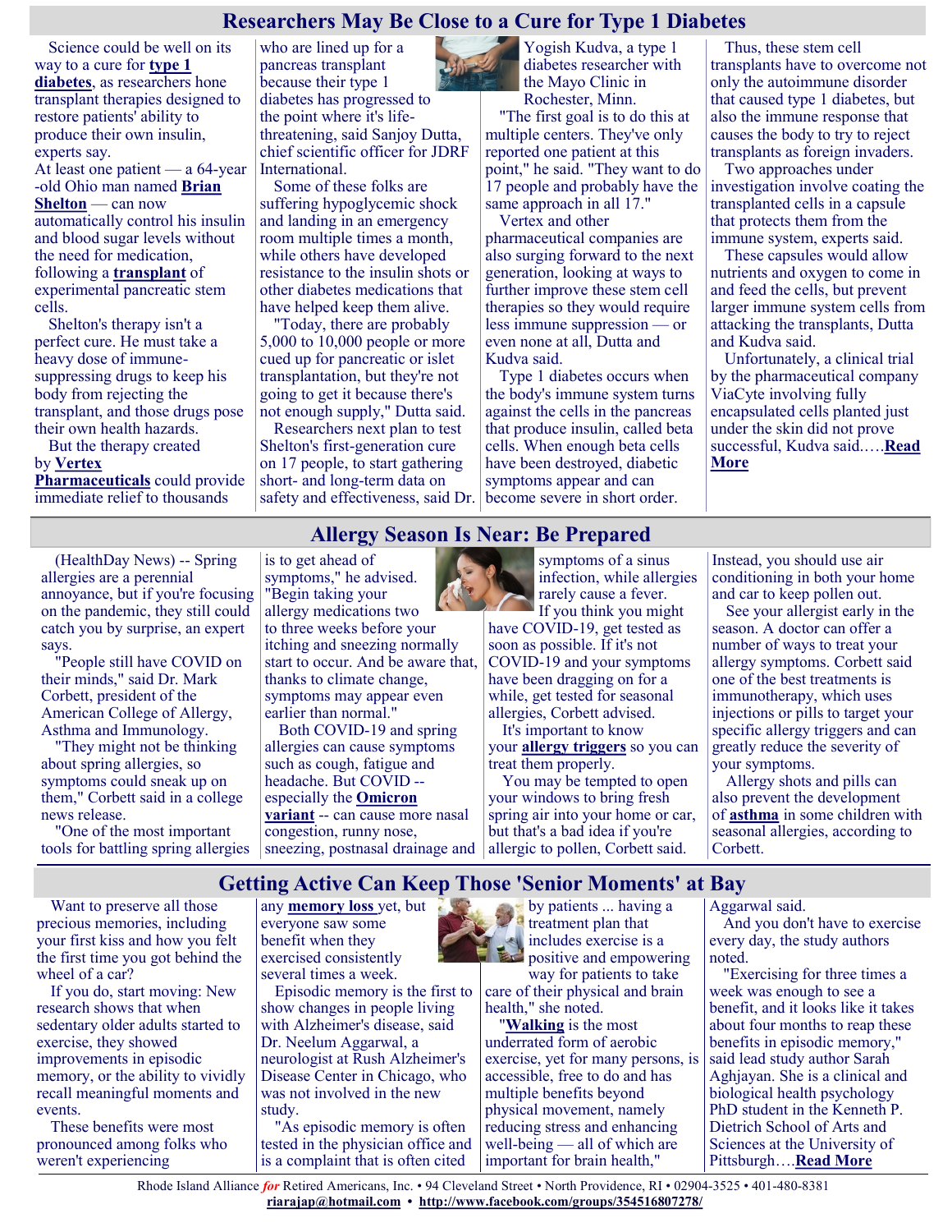## Researchers May Be Close to a Cure for Type 1 Diabetes

Science could be well on its way to a cure for **type 1 diabetes**, as researchers hone transplant therapies designed to restore patients' ability to produce their own insulin, experts say.

At least one patient — a 64-year-old Ohio man named **Brian Shelton** — can now automatically control his insulin and blood sugar levels without the need for medication, following a **transplant** of experimental pancreatic stem cells.

Shelton's therapy isn't a perfect cure. He must take a heavy dose of immune-suppressing drugs to keep his body from rejecting the transplant, and those drugs pose their own health hazards.

But the therapy created by **Vertex Pharmaceuticals** could provide immediate relief to thousands who are lined up for a pancreas transplant because their type 1 diabetes has progressed to the point where it's life-threatening, said Sanjoy Dutta, chief scientific officer for JDRF International.

Some of these folks are suffering hypoglycemic shock and landing in an emergency room multiple times a month, while others have developed resistance to the insulin shots or other diabetes medications that have helped keep them alive.

"Today, there are probably 5,000 to 10,000 people or more cued up for pancreatic or islet transplantation, but they're not going to get it because there's not enough supply," Dutta said.

Researchers next plan to test Shelton's first-generation cure on 17 people, to start gathering short- and long-term data on safety and effectiveness, said Dr. Yogish Kudva, a type 1 diabetes researcher with the Mayo Clinic in Rochester, Minn.

"The first goal is to do this at multiple centers. They've only reported one patient at this point," he said. "They want to do 17 people and probably have the same approach in all 17."

Vertex and other pharmaceutical companies are also surging forward to the next generation, looking at ways to further improve these stem cell therapies so they would require less immune suppression — or even none at all, Dutta and Kudva said.

Type 1 diabetes occurs when the body's immune system turns against the cells in the pancreas that produce insulin, called beta cells. When enough beta cells have been destroyed, diabetic symptoms appear and can become severe in short order.

Thus, these stem cell transplants have to overcome not only the autoimmune disorder that caused type 1 diabetes, but also the immune response that causes the body to try to reject transplants as foreign invaders.

Two approaches under investigation involve coating the transplanted cells in a capsule that protects them from the immune system, experts said.

These capsules would allow nutrients and oxygen to come in and feed the cells, but prevent larger immune system cells from attacking the transplants, Dutta and Kudva said.

Unfortunately, a clinical trial by the pharmaceutical company ViaCyte involving fully encapsulated cells planted just under the skin did not prove successful, Kudva said.….**Read More**

## Allergy Season Is Near: Be Prepared

(HealthDay News) -- Spring allergies are a perennial annoyance, but if you're focusing on the pandemic, they still could catch you by surprise, an expert says.

"People still have COVID on their minds," said Dr. Mark Corbett, president of the American College of Allergy, Asthma and Immunology.

"They might not be thinking about spring allergies, so symptoms could sneak up on them," Corbett said in a college news release.

"One of the most important tools for battling spring allergies is to get ahead of symptoms," he advised. "Begin taking your allergy medications two to three weeks before your itching and sneezing normally start to occur. And be aware that, thanks to climate change, symptoms may appear even earlier than normal."

Both COVID-19 and spring allergies can cause symptoms such as cough, fatigue and headache. But COVID -- especially the **Omicron variant** -- can cause more nasal congestion, runny nose, sneezing, postnasal drainage and symptoms of a sinus infection, while allergies rarely cause a fever.

If you think you might have COVID-19, get tested as soon as possible. If it's not COVID-19 and your symptoms have been dragging on for a while, get tested for seasonal allergies, Corbett advised.

It's important to know your **allergy triggers** so you can treat them properly.

You may be tempted to open your windows to bring fresh spring air into your home or car, but that's a bad idea if you're allergic to pollen, Corbett said. Instead, you should use air conditioning in both your home and car to keep pollen out.

See your allergist early in the season. A doctor can offer a number of ways to treat your allergy symptoms. Corbett said one of the best treatments is immunotherapy, which uses injections or pills to target your specific allergy triggers and can greatly reduce the severity of your symptoms.

Allergy shots and pills can also prevent the development of **asthma** in some children with seasonal allergies, according to Corbett.

## Getting Active Can Keep Those 'Senior Moments' at Bay

Want to preserve all those precious memories, including your first kiss and how you felt the first time you got behind the wheel of a car?

If you do, start moving: New research shows that when sedentary older adults started to exercise, they showed improvements in episodic memory, or the ability to vividly recall meaningful moments and events.

These benefits were most pronounced among folks who weren't experiencing any **memory loss** yet, but everyone saw some benefit when they exercised consistently several times a week.

Episodic memory is the first to show changes in people living with Alzheimer's disease, said Dr. Neelum Aggarwal, a neurologist at Rush Alzheimer's Disease Center in Chicago, who was not involved in the new study.

"As episodic memory is often tested in the physician office and is a complaint that is often cited by patients ... having a treatment plan that includes exercise is a positive and empowering way for patients to take care of their physical and brain health," she noted.

"**Walking** is the most underrated form of aerobic exercise, yet for many persons, is accessible, free to do and has multiple benefits beyond physical movement, namely reducing stress and enhancing well-being — all of which are important for brain health," Aggarwal said.

And you don't have to exercise every day, the study authors noted.

"Exercising for three times a week was enough to see a benefit, and it looks like it takes about four months to reap these benefits in episodic memory," said lead study author Sarah Aghjayan. She is a clinical and biological health psychology PhD student in the Kenneth P. Dietrich School of Arts and Sciences at the University of Pittsburgh….**Read More**

Rhode Island Alliance *for* Retired Americans, Inc. • 94 Cleveland Street • North Providence, RI • 02904-3525 • 401-480-8381
**riarajap@hotmail.com** • **http://www.facebook.com/groups/354516807278/**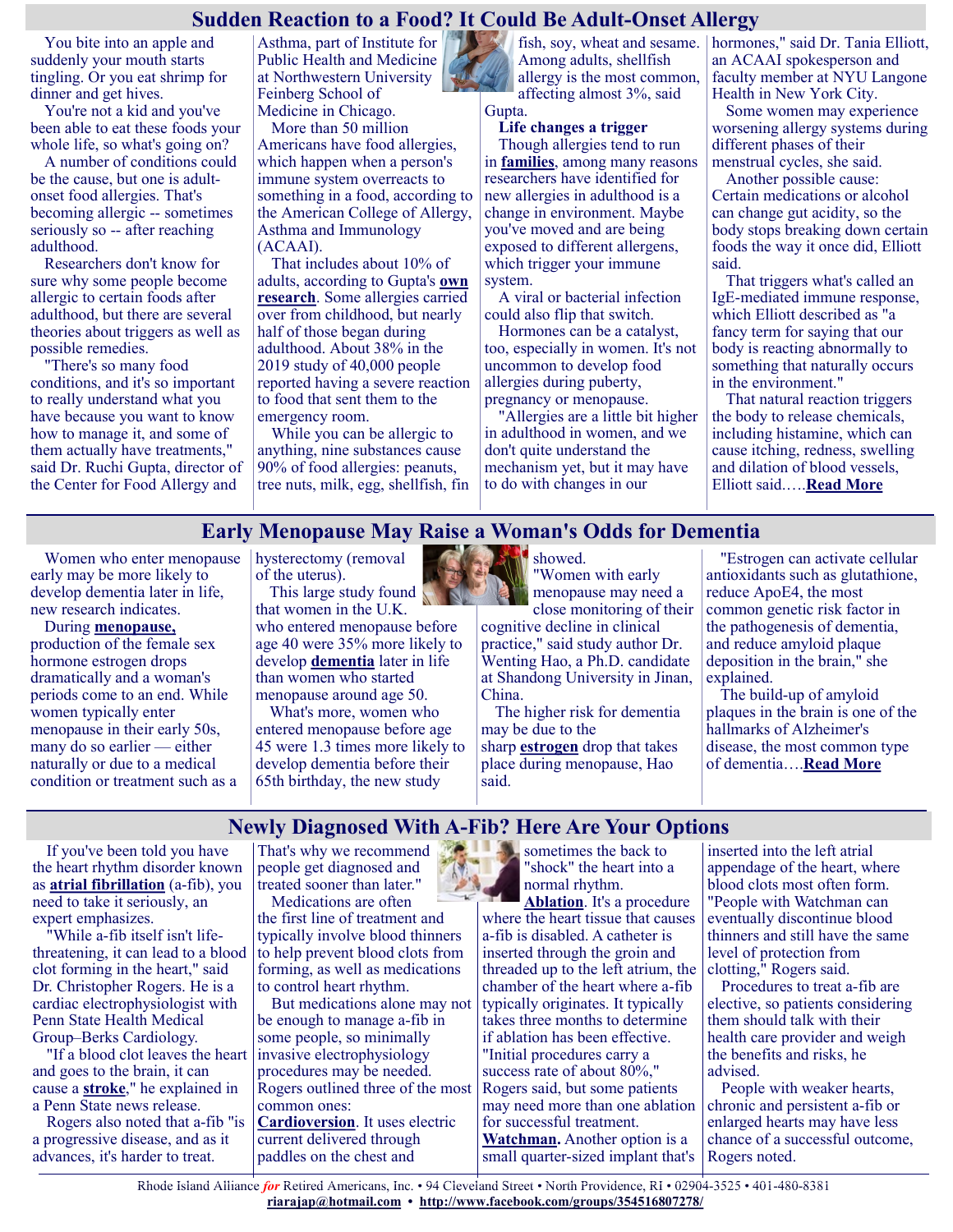## Sudden Reaction to a Food? It Could Be Adult-Onset Allergy

You bite into an apple and suddenly your mouth starts tingling. Or you eat shrimp for dinner and get hives.

You're not a kid and you've been able to eat these foods your whole life, so what's going on?

A number of conditions could be the cause, but one is adult-onset food allergies. That's becoming allergic -- sometimes seriously so -- after reaching adulthood.

Researchers don't know for sure why some people become allergic to certain foods after adulthood, but there are several theories about triggers as well as possible remedies.

"There's so many food conditions, and it's so important to really understand what you have because you want to know how to manage it, and some of them actually have treatments," said Dr. Ruchi Gupta, director of the Center for Food Allergy and Asthma, part of Institute for Public Health and Medicine at Northwestern University Feinberg School of Medicine in Chicago.

More than 50 million Americans have food allergies, which happen when a person's immune system overreacts to something in a food, according to the American College of Allergy, Asthma and Immunology (ACAAI).

That includes about 10% of adults, according to Gupta's **own research**. Some allergies carried over from childhood, but nearly half of those began during adulthood. About 38% in the 2019 study of 40,000 people reported having a severe reaction to food that sent them to the emergency room.

While you can be allergic to anything, nine substances cause 90% of food allergies: peanuts, tree nuts, milk, egg, shellfish, fin fish, soy, wheat and sesame. Among adults, shellfish allergy is the most common, affecting almost 3%, said Gupta.

**Life changes a trigger**

Though allergies tend to run in **families**, among many reasons researchers have identified for new allergies in adulthood is a change in environment. Maybe you've moved and are being exposed to different allergens, which trigger your immune system.

A viral or bacterial infection could also flip that switch.

Hormones can be a catalyst, too, especially in women. It's not uncommon to develop food allergies during puberty, pregnancy or menopause.

"Allergies are a little bit higher in adulthood in women, and we don't quite understand the mechanism yet, but it may have to do with changes in our hormones," said Dr. Tania Elliott, an ACAAI spokesperson and faculty member at NYU Langone Health in New York City.

Some women may experience worsening allergy systems during different phases of their menstrual cycles, she said.

Another possible cause: Certain medications or alcohol can change gut acidity, so the body stops breaking down certain foods the way it once did, Elliott said.

That triggers what's called an IgE-mediated immune response, which Elliott described as "a fancy term for saying that our body is reacting abnormally to something that naturally occurs in the environment."

That natural reaction triggers the body to release chemicals, including histamine, which can cause itching, redness, swelling and dilation of blood vessels, Elliott said…..**Read More**

## Early Menopause May Raise a Woman's Odds for Dementia

Women who enter menopause early may be more likely to develop dementia later in life, new research indicates.

During **menopause,** production of the female sex hormone estrogen drops dramatically and a woman's periods come to an end. While women typically enter menopause in their early 50s, many do so earlier — either naturally or due to a medical condition or treatment such as a hysterectomy (removal of the uterus).

This large study found that women in the U.K. who entered menopause before age 40 were 35% more likely to develop **dementia** later in life than women who started menopause around age 50.

What's more, women who entered menopause before age 45 were 1.3 times more likely to develop dementia before their 65th birthday, the new study showed.

"Women with early menopause may need a close monitoring of their cognitive decline in clinical practice," said study author Dr. Wenting Hao, a Ph.D. candidate at Shandong University in Jinan, China.

The higher risk for dementia may be due to the sharp **estrogen** drop that takes place during menopause, Hao said.

"Estrogen can activate cellular antioxidants such as glutathione, reduce ApoE4, the most common genetic risk factor in the pathogenesis of dementia, and reduce amyloid plaque deposition in the brain," she explained.

The build-up of amyloid plaques in the brain is one of the hallmarks of Alzheimer's disease, the most common type of dementia….**Read More**

## Newly Diagnosed With A-Fib? Here Are Your Options

If you've been told you have the heart rhythm disorder known as **atrial fibrillation** (a-fib), you need to take it seriously, an expert emphasizes.

"While a-fib itself isn't life-threatening, it can lead to a blood clot forming in the heart," said Dr. Christopher Rogers. He is a cardiac electrophysiologist with Penn State Health Medical Group–Berks Cardiology.

"If a blood clot leaves the heart and goes to the brain, it can cause a **stroke**," he explained in a Penn State news release.

Rogers also noted that a-fib "is a progressive disease, and as it advances, it's harder to treat. That's why we recommend people get diagnosed and treated sooner than later."

Medications are often the first line of treatment and typically involve blood thinners to help prevent blood clots from forming, as well as medications to control heart rhythm.

But medications alone may not be enough to manage a-fib in some people, so minimally invasive electrophysiology procedures may be needed. Rogers outlined three of the most common ones:

**Cardioversion**. It uses electric current delivered through paddles on the chest and sometimes the back to "shock" the heart into a normal rhythm.

**Ablation**. It's a procedure where the heart tissue that causes a-fib is disabled. A catheter is inserted through the groin and threaded up to the left atrium, the chamber of the heart where a-fib typically originates. It typically takes three months to determine if ablation has been effective. "Initial procedures carry a success rate of about 80%," Rogers said, but some patients may need more than one ablation for successful treatment.

**Watchman.** Another option is a small quarter-sized implant that's inserted into the left atrial appendage of the heart, where blood clots most often form. "People with Watchman can eventually discontinue blood thinners and still have the same level of protection from clotting," Rogers said.

Procedures to treat a-fib are elective, so patients considering them should talk with their health care provider and weigh the benefits and risks, he advised.

People with weaker hearts, chronic and persistent a-fib or enlarged hearts may have less chance of a successful outcome, Rogers noted.

Rhode Island Alliance *for* Retired Americans, Inc. • 94 Cleveland Street • North Providence, RI • 02904-3525 • 401-480-8381
**riarajap@hotmail.com** • **http://www.facebook.com/groups/354516807278/**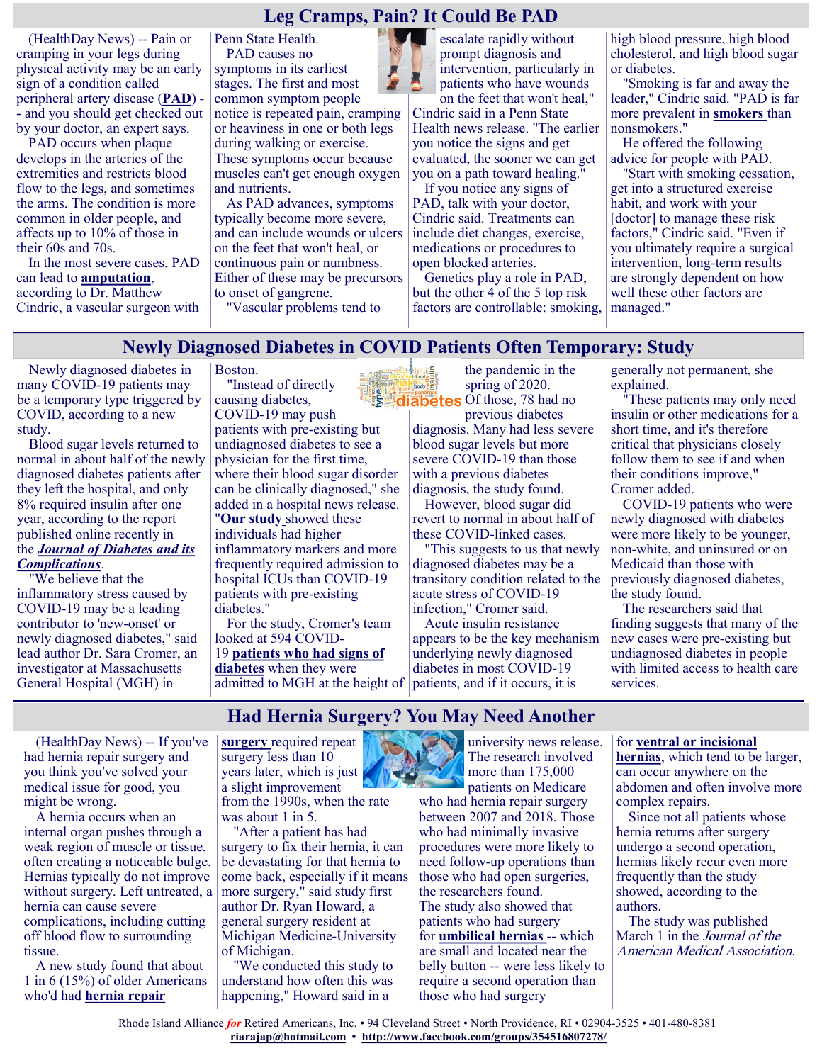## Leg Cramps, Pain? It Could Be PAD

(HealthDay News) -- Pain or cramping in your legs during physical activity may be an early sign of a condition called peripheral artery disease (**PAD**) -- and you should get checked out by your doctor, an expert says.

PAD occurs when plaque develops in the arteries of the extremities and restricts blood flow to the legs, and sometimes the arms. The condition is more common in older people, and affects up to 10% of those in their 60s and 70s.

In the most severe cases, PAD can lead to **amputation**, according to Dr. Matthew Cindric, a vascular surgeon with Penn State Health.

PAD causes no symptoms in its earliest stages. The first and most common symptom people notice is repeated pain, cramping or heaviness in one or both legs during walking or exercise. These symptoms occur because muscles can't get enough oxygen and nutrients.

As PAD advances, symptoms typically become more severe, and can include wounds or ulcers on the feet that won't heal, or continuous pain or numbness. Either of these may be precursors to onset of gangrene.

"Vascular problems tend to escalate rapidly without prompt diagnosis and intervention, particularly in patients who have wounds on the feet that won't heal," Cindric said in a Penn State Health news release. "The earlier you notice the signs and get evaluated, the sooner we can get you on a path toward healing."

If you notice any signs of PAD, talk with your doctor, Cindric said. Treatments can include diet changes, exercise, medications or procedures to open blocked arteries.

Genetics play a role in PAD, but the other 4 of the 5 top risk factors are controllable: smoking, high blood pressure, high blood cholesterol, and high blood sugar or diabetes.

"Smoking is far and away the leader," Cindric said. "PAD is far more prevalent in **smokers** than nonsmokers."

He offered the following advice for people with PAD.

"Start with smoking cessation, get into a structured exercise habit, and work with your [doctor] to manage these risk factors," Cindric said. "Even if you ultimately require a surgical intervention, long-term results are strongly dependent on how well these other factors are managed."

## Newly Diagnosed Diabetes in COVID Patients Often Temporary: Study

Newly diagnosed diabetes in many COVID-19 patients may be a temporary type triggered by COVID, according to a new study.

Blood sugar levels returned to normal in about half of the newly diagnosed diabetes patients after they left the hospital, and only 8% required insulin after one year, according to the report published online recently in the ***Journal of Diabetes and its Complications***.

"We believe that the inflammatory stress caused by COVID-19 may be a leading contributor to 'new-onset' or newly diagnosed diabetes," said lead author Dr. Sara Cromer, an investigator at Massachusetts General Hospital (MGH) in Boston.

"Instead of directly causing diabetes, COVID-19 may push patients with pre-existing but undiagnosed diabetes to see a physician for the first time, where their blood sugar disorder can be clinically diagnosed," she added in a hospital news release. "**Our study** showed these individuals had higher inflammatory markers and more frequently required admission to hospital ICUs than COVID-19 patients with pre-existing diabetes."

For the study, Cromer's team looked at 594 COVID-19 **patients who had signs of diabetes** when they were admitted to MGH at the height of the pandemic in the spring of 2020. Of those, 78 had no previous diabetes diagnosis. Many had less severe blood sugar levels but more severe COVID-19 than those with a previous diabetes diagnosis, the study found.

However, blood sugar did revert to normal in about half of these COVID-linked cases.

"This suggests to us that newly diagnosed diabetes may be a transitory condition related to the acute stress of COVID-19 infection," Cromer said.

Acute insulin resistance appears to be the key mechanism underlying newly diagnosed diabetes in most COVID-19 patients, and if it occurs, it is generally not permanent, she explained.

"These patients may only need insulin or other medications for a short time, and it's therefore critical that physicians closely follow them to see if and when their conditions improve," Cromer added.

COVID-19 patients who were newly diagnosed with diabetes were more likely to be younger, non-white, and uninsured or on Medicaid than those with previously diagnosed diabetes, the study found.

The researchers said that finding suggests that many of the new cases were pre-existing but undiagnosed diabetes in people with limited access to health care services.

## Had Hernia Surgery? You May Need Another

(HealthDay News) -- If you've had hernia repair surgery and you think you've solved your medical issue for good, you might be wrong.

A hernia occurs when an internal organ pushes through a weak region of muscle or tissue, often creating a noticeable bulge. Hernias typically do not improve without surgery. Left untreated, a hernia can cause severe complications, including cutting off blood flow to surrounding tissue.

A new study found that about 1 in 6 (15%) of older Americans who'd had **hernia repair surgery** required repeat surgery less than 10 years later, which is just a slight improvement from the 1990s, when the rate was about 1 in 5.

"After a patient has had surgery to fix their hernia, it can be devastating for that hernia to come back, especially if it means more surgery," said study first author Dr. Ryan Howard, a general surgery resident at Michigan Medicine-University of Michigan.

"We conducted this study to understand how often this was happening," Howard said in a university news release.

The research involved more than 175,000 patients on Medicare who had hernia repair surgery between 2007 and 2018. Those who had minimally invasive procedures were more likely to need follow-up operations than those who had open surgeries, the researchers found.

The study also showed that patients who had surgery for **umbilical hernias** -- which are small and located near the belly button -- were less likely to require a second operation than those who had surgery for **ventral or incisional hernias**, which tend to be larger, can occur anywhere on the abdomen and often involve more complex repairs.

Since not all patients whose hernia returns after surgery undergo a second operation, hernias likely recur even more frequently than the study showed, according to the authors.

The study was published March 1 in the *Journal of the American Medical Association*.

Rhode Island Alliance *for* Retired Americans, Inc. • 94 Cleveland Street • North Providence, RI • 02904-3525 • 401-480-8381
**riarajap@hotmail.com** • **http://www.facebook.com/groups/354516807278/**